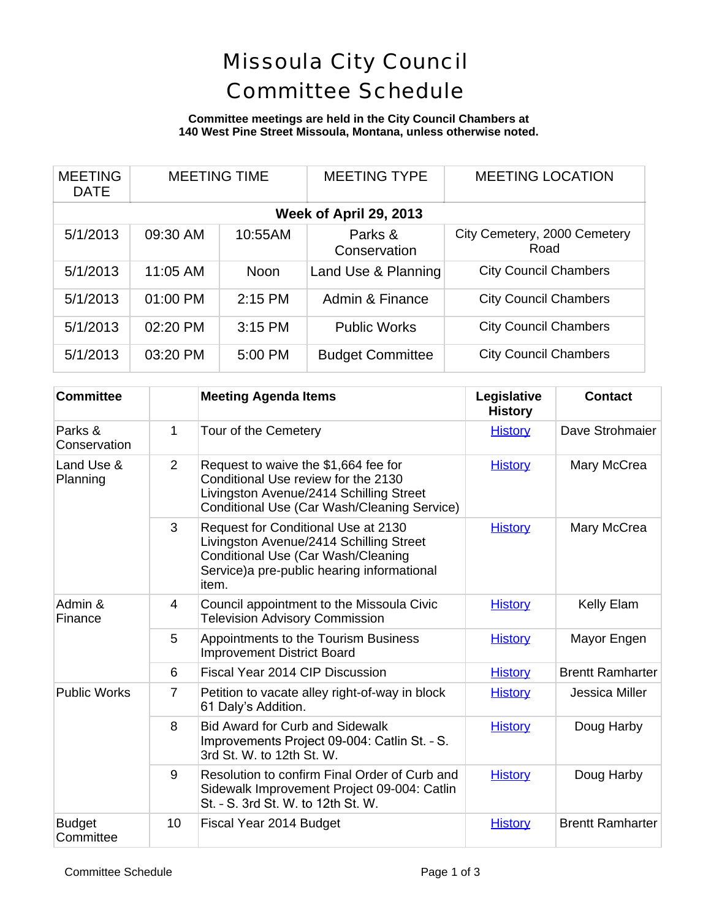# Missoula City Council Committee Schedule

**Committee meetings are held in the City Council Chambers at 140 West Pine Street Missoula, Montana, unless otherwise noted.**

| MEETING DATE | MEETING TIME | | MEETING TYPE | MEETING LOCATION |
|---|---|---|---|---|
| **Week of April 29, 2013** | | | | |
| 5/1/2013 | 09:30 AM | 10:55AM | Parks & Conservation | City Cemetery, 2000 Cemetery Road |
| 5/1/2013 | 11:05 AM | Noon | Land Use & Planning | City Council Chambers |
| 5/1/2013 | 01:00 PM | 2:15 PM | Admin & Finance | City Council Chambers |
| 5/1/2013 | 02:20 PM | 3:15 PM | Public Works | City Council Chambers |
| 5/1/2013 | 03:20 PM | 5:00 PM | Budget Committee | City Council Chambers |

| Committee | | Meeting Agenda Items | Legislative History | Contact |
|---|---|---|---|---|
| Parks & Conservation | 1 | Tour of the Cemetery | History | Dave Strohmaier |
| Land Use & Planning | 2 | Request to waive the $1,664 fee for Conditional Use review for the 2130 Livingston Avenue/2414 Schilling Street Conditional Use (Car Wash/Cleaning Service) | History | Mary McCrea |
| | 3 | Request for Conditional Use at 2130 Livingston Avenue/2414 Schilling Street Conditional Use (Car Wash/Cleaning Service)a pre-public hearing informational item. | History | Mary McCrea |
| Admin & Finance | 4 | Council appointment to the Missoula Civic Television Advisory Commission | History | Kelly Elam |
| | 5 | Appointments to the Tourism Business Improvement District Board | History | Mayor Engen |
| | 6 | Fiscal Year 2014 CIP Discussion | History | Brentt Ramharter |
| Public Works | 7 | Petition to vacate alley right-of-way in block 61 Daly's Addition. | History | Jessica Miller |
| | 8 | Bid Award for Curb and Sidewalk Improvements Project 09-004: Catlin St. - S. 3rd St. W. to 12th St. W. | History | Doug Harby |
| | 9 | Resolution to confirm Final Order of Curb and Sidewalk Improvement Project 09-004: Catlin St. - S. 3rd St. W. to 12th St. W. | History | Doug Harby |
| Budget Committee | 10 | Fiscal Year 2014 Budget | History | Brentt Ramharter |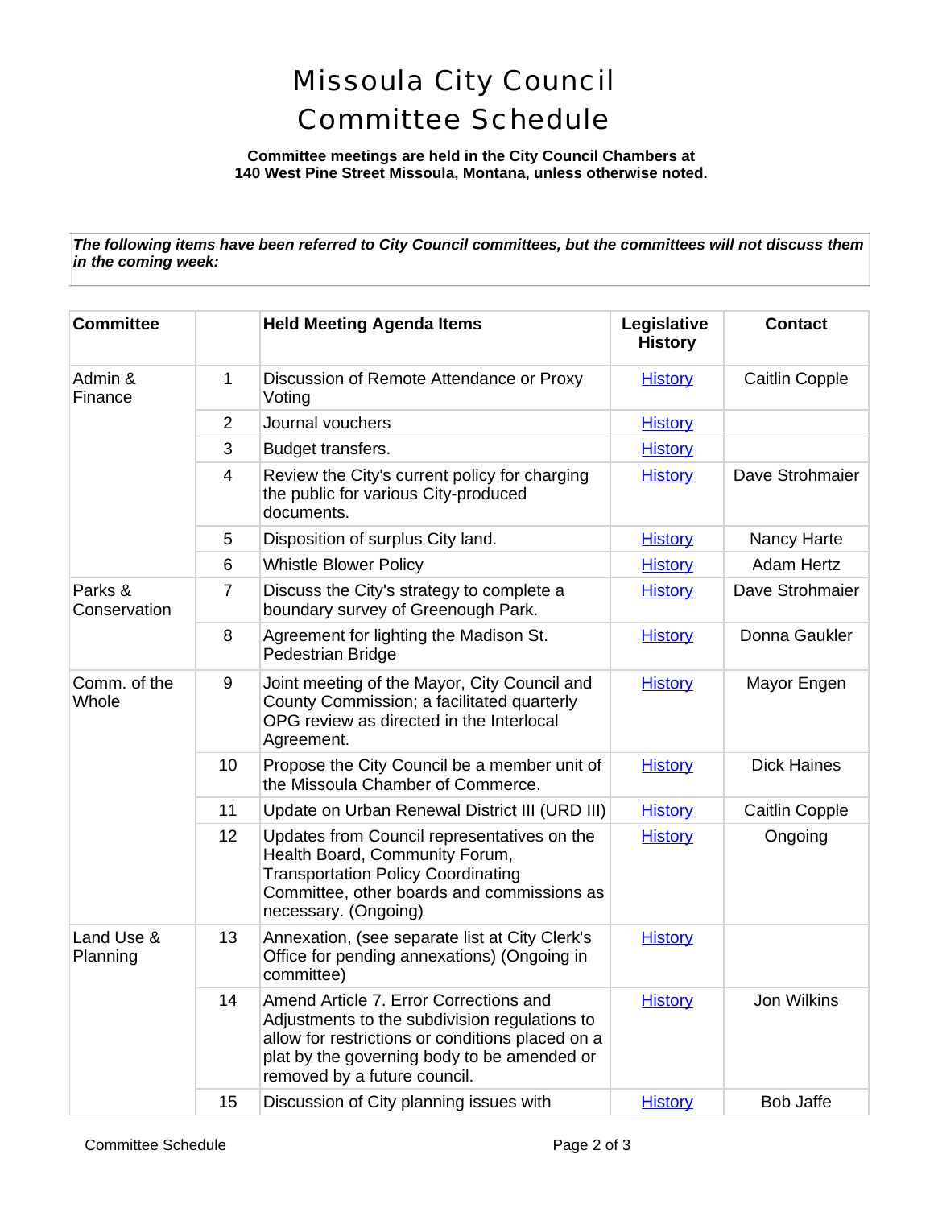# Missoula City Council Committee Schedule

**Committee meetings are held in the City Council Chambers at 140 West Pine Street Missoula, Montana, unless otherwise noted.**

***The following items have been referred to City Council committees, but the committees will not discuss them in the coming week:***

| Committee | | Held Meeting Agenda Items | Legislative History | Contact |
|---|---|---|---|---|
| Admin & Finance | 1 | Discussion of Remote Attendance or Proxy Voting | History | Caitlin Copple |
| | 2 | Journal vouchers | History | |
| | 3 | Budget transfers. | History | |
| | 4 | Review the City's current policy for charging the public for various City-produced documents. | History | Dave Strohmaier |
| | 5 | Disposition of surplus City land. | History | Nancy Harte |
| | 6 | Whistle Blower Policy | History | Adam Hertz |
| Parks & Conservation | 7 | Discuss the City's strategy to complete a boundary survey of Greenough Park. | History | Dave Strohmaier |
| | 8 | Agreement for lighting the Madison St. Pedestrian Bridge | History | Donna Gaukler |
| Comm. of the Whole | 9 | Joint meeting of the Mayor, City Council and County Commission; a facilitated quarterly OPG review as directed in the Interlocal Agreement. | History | Mayor Engen |
| | 10 | Propose the City Council be a member unit of the Missoula Chamber of Commerce. | History | Dick Haines |
| | 11 | Update on Urban Renewal District III (URD III) | History | Caitlin Copple |
| | 12 | Updates from Council representatives on the Health Board, Community Forum, Transportation Policy Coordinating Committee, other boards and commissions as necessary. (Ongoing) | History | Ongoing |
| Land Use & Planning | 13 | Annexation, (see separate list at City Clerk's Office for pending annexations) (Ongoing in committee) | History | |
| | 14 | Amend Article 7. Error Corrections and Adjustments to the subdivision regulations to allow for restrictions or conditions placed on a plat by the governing body to be amended or removed by a future council. | History | Jon Wilkins |
| | 15 | Discussion of City planning issues with | History | Bob Jaffe |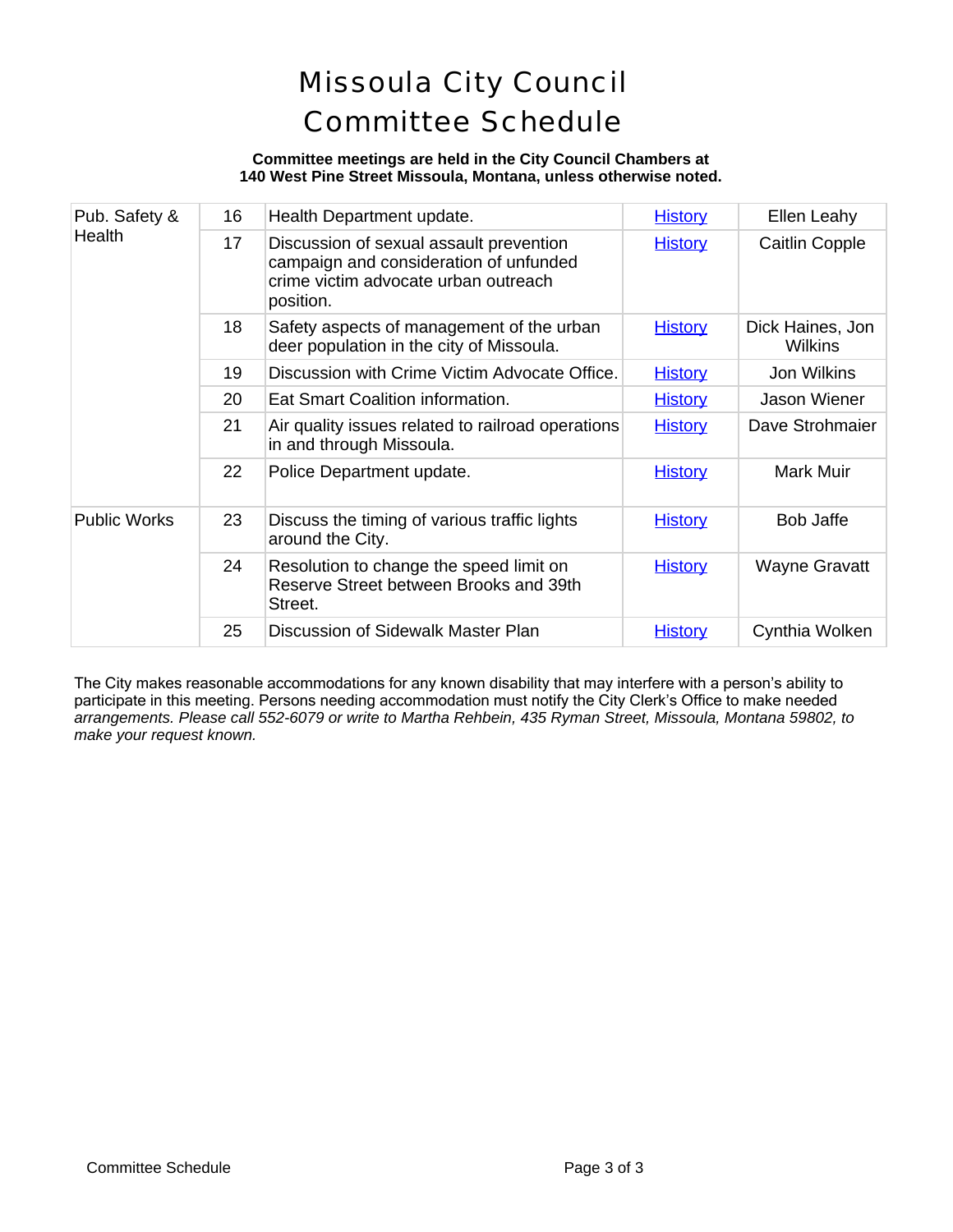# Missoula City Council Committee Schedule

**Committee meetings are held in the City Council Chambers at 140 West Pine Street Missoula, Montana, unless otherwise noted.**

| | | | | |
|---|---|---|---|---|
| Pub. Safety & Health | 16 | Health Department update. | History | Ellen Leahy |
| | 17 | Discussion of sexual assault prevention campaign and consideration of unfunded crime victim advocate urban outreach position. | History | Caitlin Copple |
| | 18 | Safety aspects of management of the urban deer population in the city of Missoula. | History | Dick Haines, Jon Wilkins |
| | 19 | Discussion with Crime Victim Advocate Office. | History | Jon Wilkins |
| | 20 | Eat Smart Coalition information. | History | Jason Wiener |
| | 21 | Air quality issues related to railroad operations in and through Missoula. | History | Dave Strohmaier |
| | 22 | Police Department update. | History | Mark Muir |
| Public Works | 23 | Discuss the timing of various traffic lights around the City. | History | Bob Jaffe |
| | 24 | Resolution to change the speed limit on Reserve Street between Brooks and 39th Street. | History | Wayne Gravatt |
| | 25 | Discussion of Sidewalk Master Plan | History | Cynthia Wolken |

The City makes reasonable accommodations for any known disability that may interfere with a person's ability to participate in this meeting. Persons needing accommodation must notify the City Clerk's Office to make needed *arrangements. Please call 552-6079 or write to Martha Rehbein, 435 Ryman Street, Missoula, Montana 59802, to make your request known.*